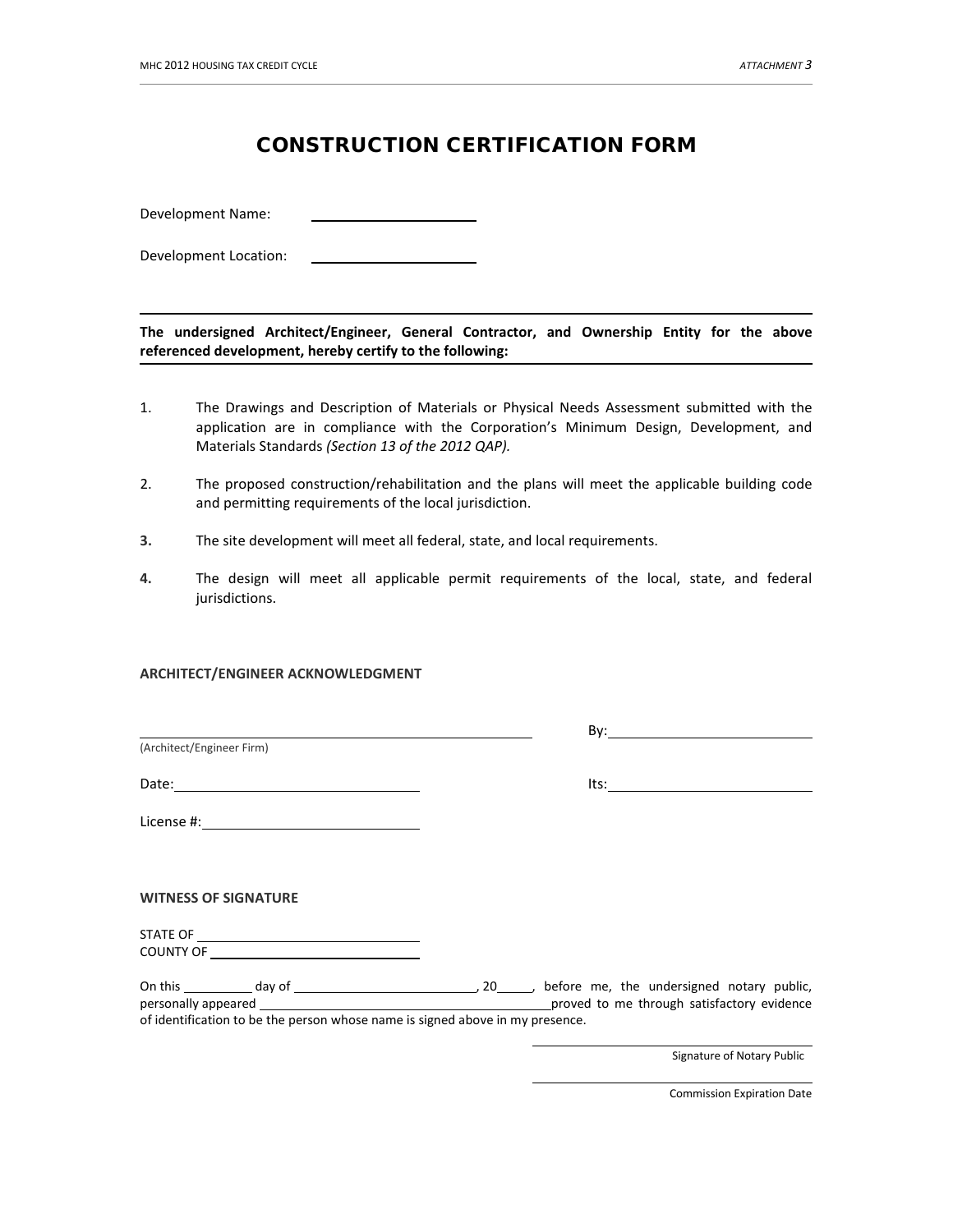# CONSTRUCTION CERTIFICATION FORM

Development Name: ____________________

Development Location: ____________________

**The undersigned Architect/Engineer, General Contractor, and Ownership Entity for the above referenced development, hereby certify to the following:**

1. The Drawings and Description of Materials or Physical Needs Assessment submitted with the application are in compliance with the Corporation's Minimum Design, Development, and Materials Standards *(Section 13 of the 2012 QAP).*

2. The proposed construction/rehabilitation and the plans will meet the applicable building code and permitting requirements of the local jurisdiction.

3. The site development will meet all federal, state, and local requirements.

4. The design will meet all applicable permit requirements of the local, state, and federal jurisdictions.

**ARCHITECT/ENGINEER ACKNOWLEDGMENT**

______________________________ By: ____________________
(Architect/Engineer Firm)

Date: ____________________ Its: ____________________

License #: ____________________

**WITNESS OF SIGNATURE**

STATE OF ____________________
COUNTY OF ____________________

On this ________ day of ____________________, 20_____, before me, the undersigned notary public, personally appeared ______________________________ proved to me through satisfactory evidence of identification to be the person whose name is signed above in my presence.

____________________
Signature of Notary Public

____________________
Commission Expiration Date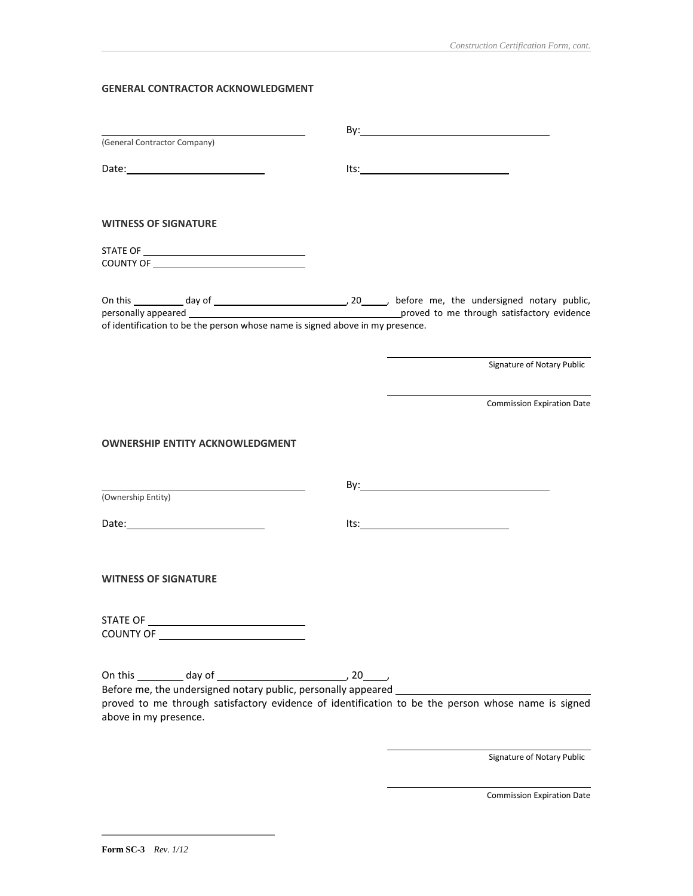## GENERAL CONTRACTOR ACKNOWLEDGMENT

\_\_\_\_\_\_\_\_\_\_\_\_\_\_\_\_\_\_\_\_\_\_\_\_\_\_\_\_\_\_\_\_\_\_\_\_\_\_ By:\_\_\_\_\_\_\_\_\_\_\_\_\_\_\_\_\_\_\_\_\_\_\_\_\_\_\_\_\_\_\_\_\_\_\_\_
(General Contractor Company)

Date:\_\_\_\_\_\_\_\_\_\_\_\_\_\_\_\_\_\_\_\_\_\_\_\_\_\_ Its:\_\_\_\_\_\_\_\_\_\_\_\_\_\_\_\_\_\_\_\_\_\_\_\_\_\_\_\_

## WITNESS OF SIGNATURE

STATE OF \_\_\_\_\_\_\_\_\_\_\_\_\_\_\_\_\_\_\_\_\_\_\_\_\_\_\_\_\_\_
COUNTY OF \_\_\_\_\_\_\_\_\_\_\_\_\_\_\_\_\_\_\_\_\_\_\_\_\_\_\_\_

On this \_\_\_\_\_\_\_\_\_\_ day of \_\_\_\_\_\_\_\_\_\_\_\_\_\_\_\_\_\_\_\_\_\_\_\_\_\_, 20\_\_\_\_\_, before me, the undersigned notary public, personally appeared \_\_\_\_\_\_\_\_\_\_\_\_\_\_\_\_\_\_\_\_\_\_\_\_\_\_\_\_\_\_\_\_\_\_\_\_\_\_\_\_\_\_\_\_ proved to me through satisfactory evidence of identification to be the person whose name is signed above in my presence.

\_\_\_\_\_\_\_\_\_\_\_\_\_\_\_\_\_\_\_\_\_\_\_\_\_\_\_\_\_\_\_\_\_\_\_\_\_\_
Signature of Notary Public

\_\_\_\_\_\_\_\_\_\_\_\_\_\_\_\_\_\_\_\_\_\_\_\_\_\_\_\_\_\_\_\_\_\_\_\_\_\_
Commission Expiration Date

## OWNERSHIP ENTITY ACKNOWLEDGMENT

\_\_\_\_\_\_\_\_\_\_\_\_\_\_\_\_\_\_\_\_\_\_\_\_\_\_\_\_\_\_\_\_\_\_\_\_\_\_ By:\_\_\_\_\_\_\_\_\_\_\_\_\_\_\_\_\_\_\_\_\_\_\_\_\_\_\_\_\_\_\_\_\_\_\_\_
(Ownership Entity)

Date:\_\_\_\_\_\_\_\_\_\_\_\_\_\_\_\_\_\_\_\_\_\_\_\_\_\_ Its:\_\_\_\_\_\_\_\_\_\_\_\_\_\_\_\_\_\_\_\_\_\_\_\_\_\_\_\_

## WITNESS OF SIGNATURE

STATE OF \_\_\_\_\_\_\_\_\_\_\_\_\_\_\_\_\_\_\_\_\_\_\_\_\_\_\_\_\_\_
COUNTY OF \_\_\_\_\_\_\_\_\_\_\_\_\_\_\_\_\_\_\_\_\_\_\_\_\_\_\_\_

On this \_\_\_\_\_\_\_\_\_ day of \_\_\_\_\_\_\_\_\_\_\_\_\_\_\_\_\_\_\_\_\_\_\_\_\_, 20\_\_\_\_,
Before me, the undersigned notary public, personally appeared \_\_\_\_\_\_\_\_\_\_\_\_\_\_\_\_\_\_\_\_\_\_\_\_\_\_\_\_\_\_\_\_\_\_\_\_
proved to me through satisfactory evidence of identification to be the person whose name is signed above in my presence.

\_\_\_\_\_\_\_\_\_\_\_\_\_\_\_\_\_\_\_\_\_\_\_\_\_\_\_\_\_\_\_\_\_\_\_\_\_\_
Signature of Notary Public

\_\_\_\_\_\_\_\_\_\_\_\_\_\_\_\_\_\_\_\_\_\_\_\_\_\_\_\_\_\_\_\_\_\_\_\_\_\_
Commission Expiration Date